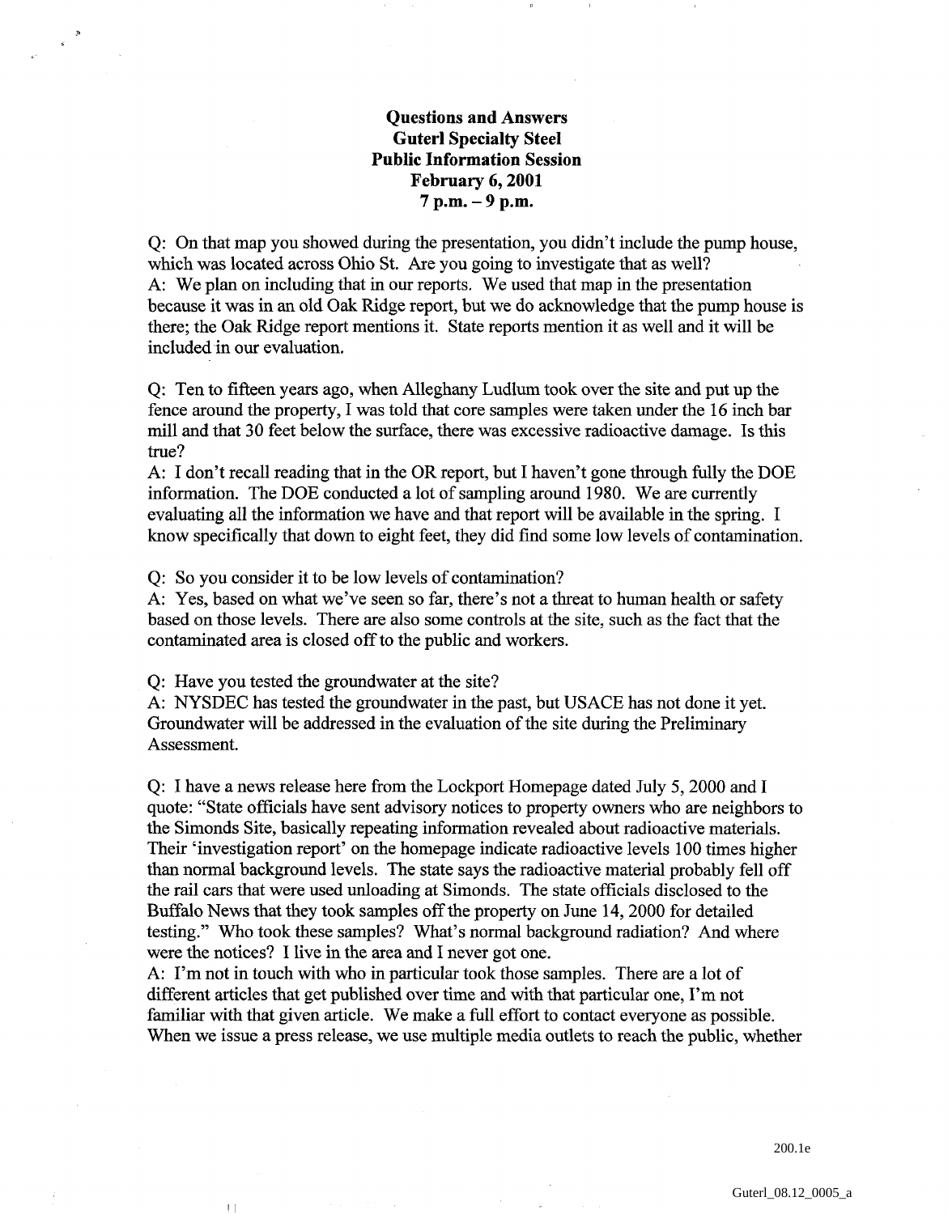# Questions and Answers
## Guterl Specialty Steel
## Public Information Session
## February 6, 2001
## 7 p.m. – 9 p.m.

Q: On that map you showed during the presentation, you didn't include the pump house, which was located across Ohio St. Are you going to investigate that as well?
A: We plan on including that in our reports. We used that map in the presentation because it was in an old Oak Ridge report, but we do acknowledge that the pump house is there; the Oak Ridge report mentions it. State reports mention it as well and it will be included in our evaluation.

Q: Ten to fifteen years ago, when Alleghany Ludlum took over the site and put up the fence around the property, I was told that core samples were taken under the 16 inch bar mill and that 30 feet below the surface, there was excessive radioactive damage. Is this true?
A: I don't recall reading that in the OR report, but I haven't gone through fully the DOE information. The DOE conducted a lot of sampling around 1980. We are currently evaluating all the information we have and that report will be available in the spring. I know specifically that down to eight feet, they did find some low levels of contamination.

Q: So you consider it to be low levels of contamination?
A: Yes, based on what we've seen so far, there's not a threat to human health or safety based on those levels. There are also some controls at the site, such as the fact that the contaminated area is closed off to the public and workers.

Q: Have you tested the groundwater at the site?
A: NYSDEC has tested the groundwater in the past, but USACE has not done it yet. Groundwater will be addressed in the evaluation of the site during the Preliminary Assessment.

Q: I have a news release here from the Lockport Homepage dated July 5, 2000 and I quote: "State officials have sent advisory notices to property owners who are neighbors to the Simonds Site, basically repeating information revealed about radioactive materials. Their 'investigation report' on the homepage indicate radioactive levels 100 times higher than normal background levels. The state says the radioactive material probably fell off the rail cars that were used unloading at Simonds. The state officials disclosed to the Buffalo News that they took samples off the property on June 14, 2000 for detailed testing." Who took these samples? What's normal background radiation? And where were the notices? I live in the area and I never got one.
A: I'm not in touch with who in particular took those samples. There are a lot of different articles that get published over time and with that particular one, I'm not familiar with that given article. We make a full effort to contact everyone as possible. When we issue a press release, we use multiple media outlets to reach the public, whether

200.1e

Guterl_08.12_0005_a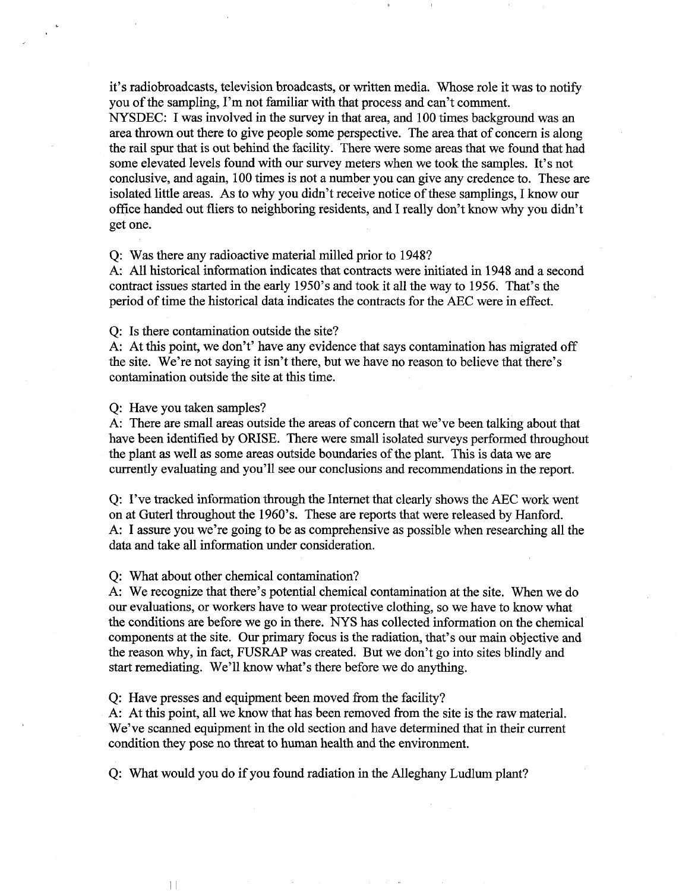it's radiobroadcasts, television broadcasts, or written media. Whose role it was to notify you of the sampling, I'm not familiar with that process and can't comment.
NYSDEC: I was involved in the survey in that area, and 100 times background was an area thrown out there to give people some perspective. The area that of concern is along the rail spur that is out behind the facility. There were some areas that we found that had some elevated levels found with our survey meters when we took the samples. It's not conclusive, and again, 100 times is not a number you can give any credence to. These are isolated little areas. As to why you didn't receive notice of these samplings, I know our office handed out fliers to neighboring residents, and I really don't know why you didn't get one.

Q: Was there any radioactive material milled prior to 1948?
A: All historical information indicates that contracts were initiated in 1948 and a second contract issues started in the early 1950's and took it all the way to 1956. That's the period of time the historical data indicates the contracts for the AEC were in effect.

Q: Is there contamination outside the site?
A: At this point, we don't' have any evidence that says contamination has migrated off the site. We're not saying it isn't there, but we have no reason to believe that there's contamination outside the site at this time.

Q: Have you taken samples?
A: There are small areas outside the areas of concern that we've been talking about that have been identified by ORISE. There were small isolated surveys performed throughout the plant as well as some areas outside boundaries of the plant. This is data we are currently evaluating and you'll see our conclusions and recommendations in the report.

Q: I've tracked information through the Internet that clearly shows the AEC work went on at Guterl throughout the 1960's. These are reports that were released by Hanford.
A: I assure you we're going to be as comprehensive as possible when researching all the data and take all information under consideration.

Q: What about other chemical contamination?
A: We recognize that there's potential chemical contamination at the site. When we do our evaluations, or workers have to wear protective clothing, so we have to know what the conditions are before we go in there. NYS has collected information on the chemical components at the site. Our primary focus is the radiation, that's our main objective and the reason why, in fact, FUSRAP was created. But we don't go into sites blindly and start remediating. We'll know what's there before we do anything.

Q: Have presses and equipment been moved from the facility?
A: At this point, all we know that has been removed from the site is the raw material. We've scanned equipment in the old section and have determined that in their current condition they pose no threat to human health and the environment.

Q: What would you do if you found radiation in the Alleghany Ludlum plant?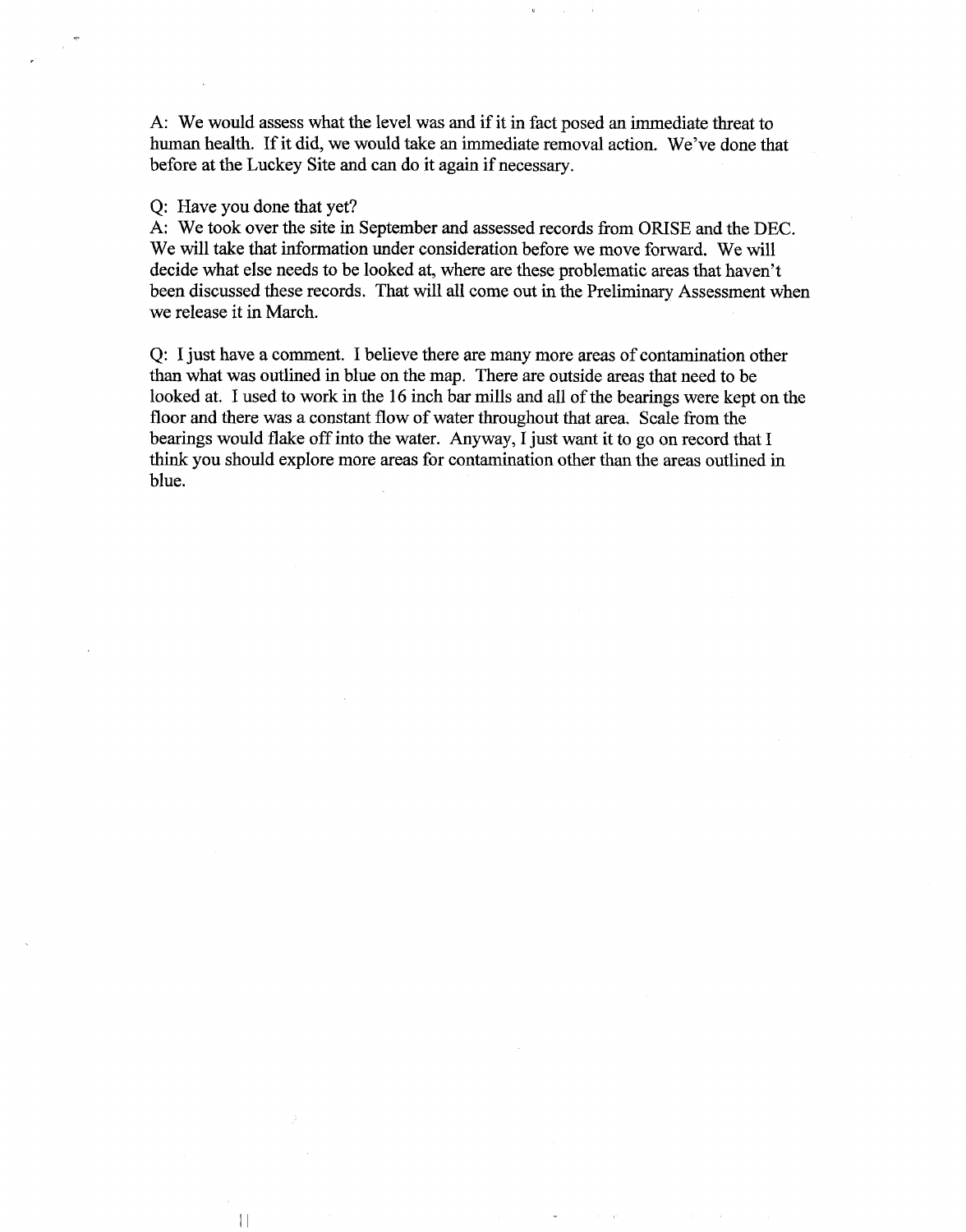A: We would assess what the level was and if it in fact posed an immediate threat to human health. If it did, we would take an immediate removal action. We've done that before at the Luckey Site and can do it again if necessary.

Q: Have you done that yet?
A: We took over the site in September and assessed records from ORISE and the DEC. We will take that information under consideration before we move forward. We will decide what else needs to be looked at, where are these problematic areas that haven't been discussed these records. That will all come out in the Preliminary Assessment when we release it in March.

Q: I just have a comment. I believe there are many more areas of contamination other than what was outlined in blue on the map. There are outside areas that need to be looked at. I used to work in the 16 inch bar mills and all of the bearings were kept on the floor and there was a constant flow of water throughout that area. Scale from the bearings would flake off into the water. Anyway, I just want it to go on record that I think you should explore more areas for contamination other than the areas outlined in blue.